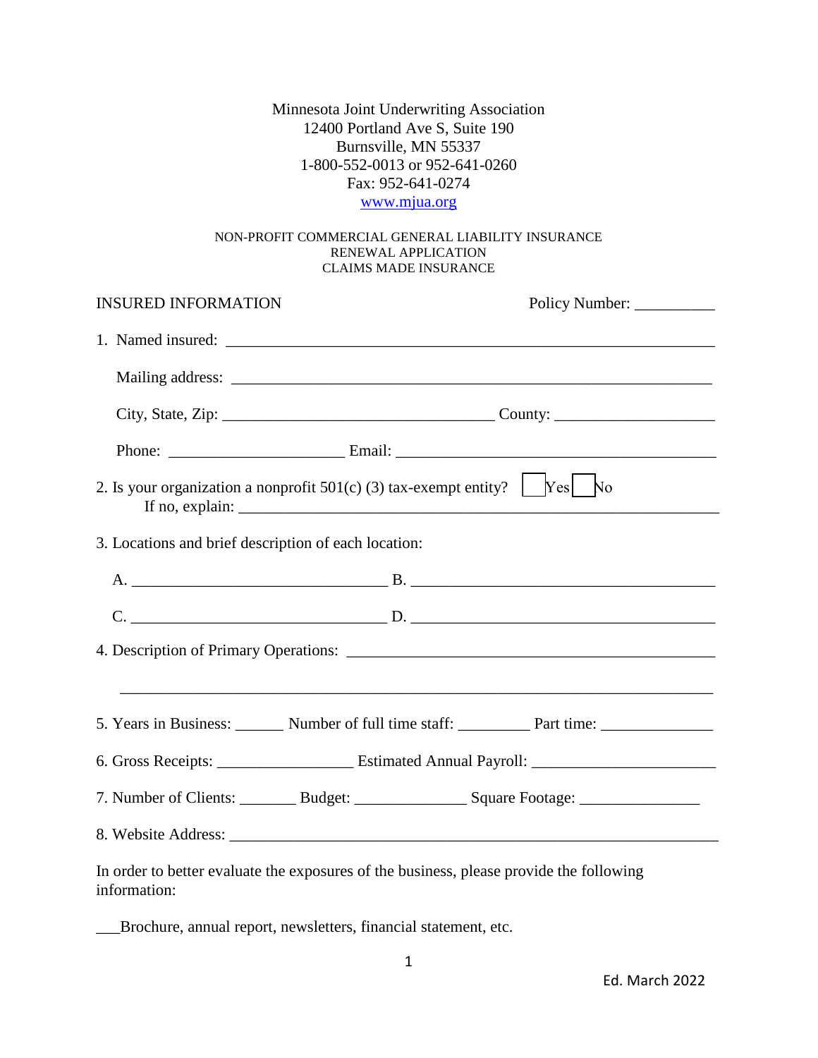Minnesota Joint Underwriting Association
12400 Portland Ave S, Suite 190
Burnsville, MN 55337
1-800-552-0013 or 952-641-0260
Fax: 952-641-0274
www.mjua.org

NON-PROFIT COMMERCIAL GENERAL LIABILITY INSURANCE
RENEWAL APPLICATION
CLAIMS MADE INSURANCE

INSURED INFORMATION Policy Number: __________

1. Named insured: ______________________________________________________________

   Mailing address: ______________________________________________________________

   City, State, Zip: ________________________________ County: ___________________

   Phone: _____________________ Email: _________________________________________

2. Is your organization a nonprofit 501(c) (3) tax-exempt entity? ☐ Yes ☐ No
   If no, explain: ______________________________________________________________

3. Locations and brief description of each location:

   A. ______________________________ B. ____________________________________

   C. ______________________________ D. ____________________________________

4. Description of Primary Operations: ___________________________________________

   ______________________________________________________________________________

5. Years in Business: ______ Number of full time staff: _________ Part time: ______________

6. Gross Receipts: _________________ Estimated Annual Payroll: ______________________

7. Number of Clients: _______ Budget: ______________ Square Footage: _______________

8. Website Address: ______________________________________________________________

In order to better evaluate the exposures of the business, please provide the following information:

___Brochure, annual report, newsletters, financial statement, etc.

Ed. March 2022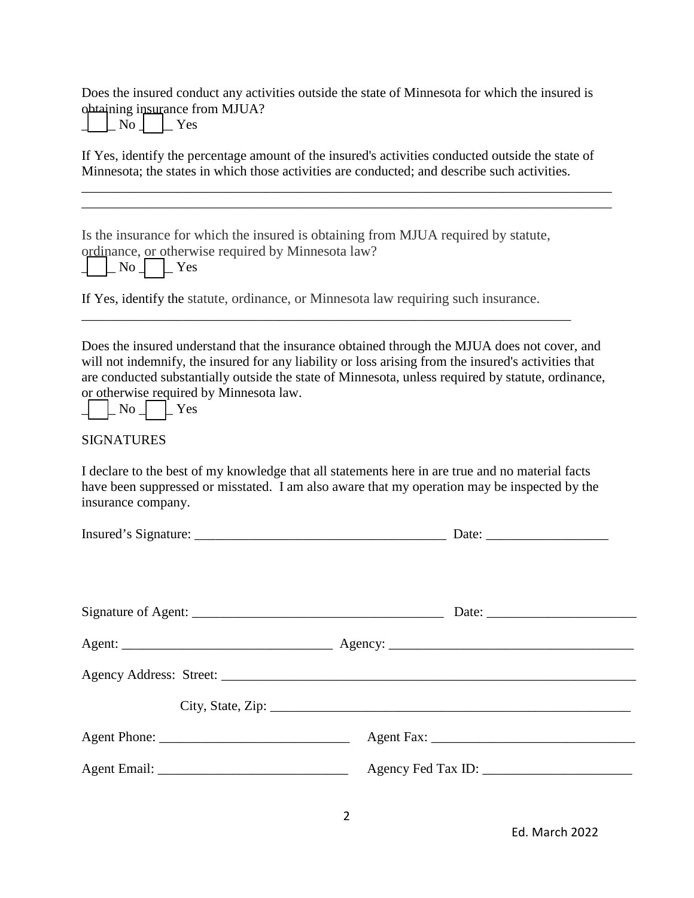Does the insured conduct any activities outside the state of Minnesota for which the insured is obtaining insurance from MJUA?

☐ No ☐ Yes

If Yes, identify the percentage amount of the insured's activities conducted outside the state of Minnesota; the states in which those activities are conducted; and describe such activities.

______________________________________________________________________________

______________________________________________________________________________

Is the insurance for which the insured is obtaining from MJUA required by statute, ordinance, or otherwise required by Minnesota law?

☐ No ☐ Yes

If Yes, identify the statute, ordinance, or Minnesota law requiring such insurance.

__________________________________________________________________________

Does the insured understand that the insurance obtained through the MJUA does not cover, and will not indemnify, the insured for any liability or loss arising from the insured's activities that are conducted substantially outside the state of Minnesota, unless required by statute, ordinance, or otherwise required by Minnesota law.

☐ No ☐ Yes

SIGNATURES

I declare to the best of my knowledge that all statements here in are true and no material facts have been suppressed or misstated. I am also aware that my operation may be inspected by the insurance company.

Insured's Signature: _____________________________________ Date: __________________

Signature of Agent: _____________________________________ Date: ______________________

Agent: _______________________________ Agency: ____________________________________

Agency Address: Street: _________________________________________________________________

City, State, Zip: _______________________________________________________

Agent Phone: ____________________________ Agent Fax: ______________________________

Agent Email: ____________________________ Agency Fed Tax ID: ______________________

Ed. March 2022